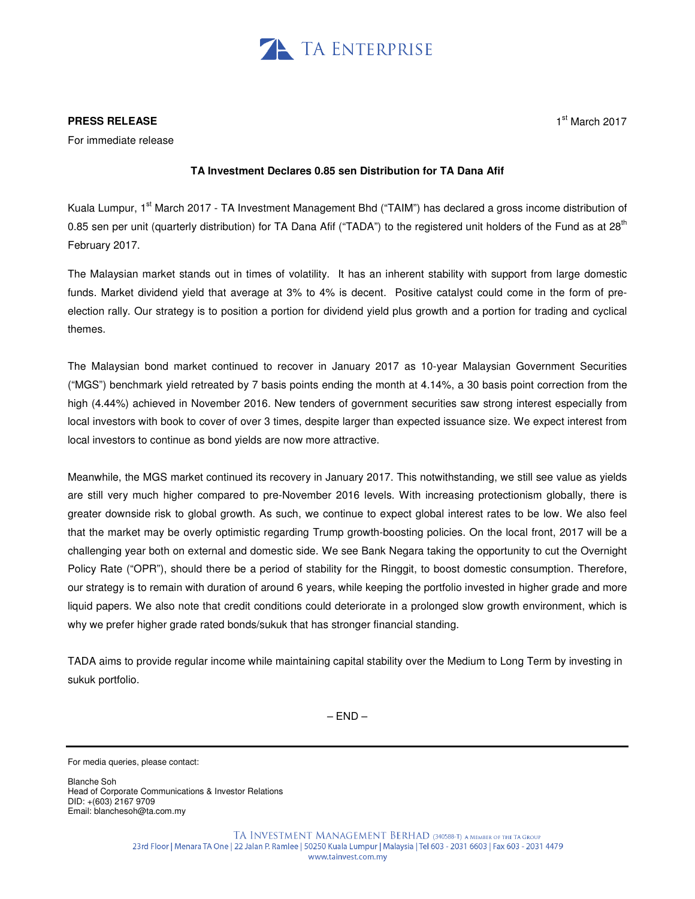TA ENTERPRISE

**PRESS RELEASE**

1st March 2017

For immediate release

**TA Investment Declares 0.85 sen Distribution for TA Dana Afif**

Kuala Lumpur, 1st March 2017 - TA Investment Management Bhd ("TAIM") has declared a gross income distribution of 0.85 sen per unit (quarterly distribution) for TA Dana Afif ("TADA") to the registered unit holders of the Fund as at 28th February 2017.

The Malaysian market stands out in times of volatility. It has an inherent stability with support from large domestic funds. Market dividend yield that average at 3% to 4% is decent. Positive catalyst could come in the form of pre-election rally. Our strategy is to position a portion for dividend yield plus growth and a portion for trading and cyclical themes.

The Malaysian bond market continued to recover in January 2017 as 10-year Malaysian Government Securities ("MGS") benchmark yield retreated by 7 basis points ending the month at 4.14%, a 30 basis point correction from the high (4.44%) achieved in November 2016. New tenders of government securities saw strong interest especially from local investors with book to cover of over 3 times, despite larger than expected issuance size. We expect interest from local investors to continue as bond yields are now more attractive.

Meanwhile, the MGS market continued its recovery in January 2017. This notwithstanding, we still see value as yields are still very much higher compared to pre-November 2016 levels. With increasing protectionism globally, there is greater downside risk to global growth. As such, we continue to expect global interest rates to be low. We also feel that the market may be overly optimistic regarding Trump growth-boosting policies. On the local front, 2017 will be a challenging year both on external and domestic side. We see Bank Negara taking the opportunity to cut the Overnight Policy Rate ("OPR"), should there be a period of stability for the Ringgit, to boost domestic consumption. Therefore, our strategy is to remain with duration of around 6 years, while keeping the portfolio invested in higher grade and more liquid papers. We also note that credit conditions could deteriorate in a prolonged slow growth environment, which is why we prefer higher grade rated bonds/sukuk that has stronger financial standing.

TADA aims to provide regular income while maintaining capital stability over the Medium to Long Term by investing in sukuk portfolio.

– END –

---

For media queries, please contact:

Blanche Soh
Head of Corporate Communications & Investor Relations
DID: +(603) 2167 9709
Email: blanchesoh@ta.com.my

TA INVESTMENT MANAGEMENT BERHAD (340588-T) A MEMBER OF THE TA GROUP
23rd Floor | Menara TA One | 22 Jalan P. Ramlee | 50250 Kuala Lumpur | Malaysia | Tel 603 - 2031 6603 | Fax 603 - 2031 4479
www.tainvest.com.my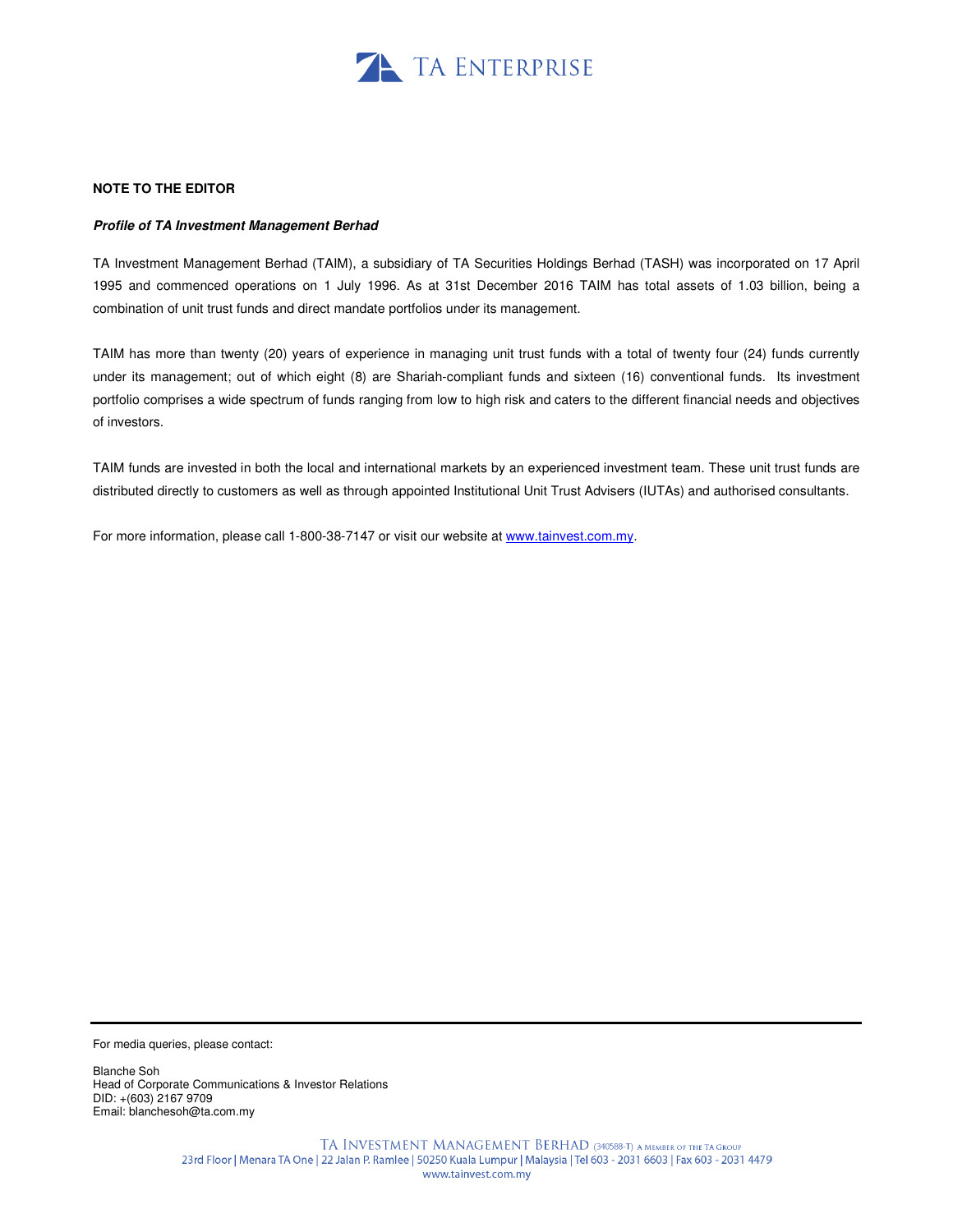**NOTE TO THE EDITOR**

***Profile of TA Investment Management Berhad***

TA Investment Management Berhad (TAIM), a subsidiary of TA Securities Holdings Berhad (TASH) was incorporated on 17 April 1995 and commenced operations on 1 July 1996. As at 31st December 2016 TAIM has total assets of 1.03 billion, being a combination of unit trust funds and direct mandate portfolios under its management.

TAIM has more than twenty (20) years of experience in managing unit trust funds with a total of twenty four (24) funds currently under its management; out of which eight (8) are Shariah-compliant funds and sixteen (16) conventional funds. Its investment portfolio comprises a wide spectrum of funds ranging from low to high risk and caters to the different financial needs and objectives of investors.

TAIM funds are invested in both the local and international markets by an experienced investment team. These unit trust funds are distributed directly to customers as well as through appointed Institutional Unit Trust Advisers (IUTAs) and authorised consultants.

For more information, please call 1-800-38-7147 or visit our website at www.tainvest.com.my.

---

For media queries, please contact:

Blanche Soh
Head of Corporate Communications & Investor Relations
DID: +(603) 2167 9709
Email: blanchesoh@ta.com.my

TA INVESTMENT MANAGEMENT BERHAD (340588-T) A MEMBER OF THE TA GROUP
23rd Floor | Menara TA One | 22 Jalan P. Ramlee | 50250 Kuala Lumpur | Malaysia | Tel 603 - 2031 6603 | Fax 603 - 2031 4479
www.tainvest.com.my